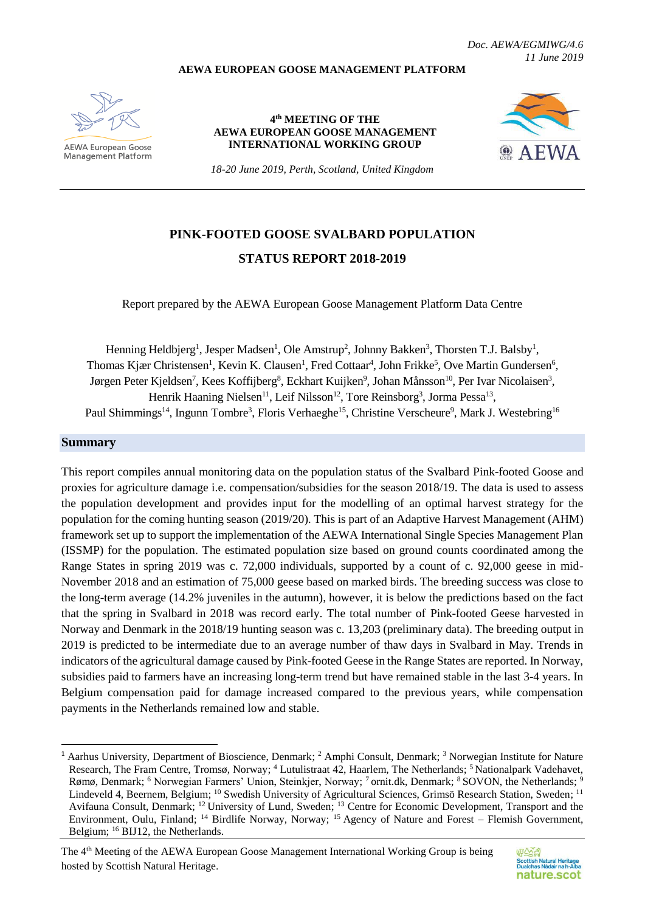*Doc. AEWA/EGMIWG/4.6*
*11 June 2019*

**AEWA EUROPEAN GOOSE MANAGEMENT PLATFORM**

AEWA European Goose Management Platform

**4th MEETING OF THE AEWA EUROPEAN GOOSE MANAGEMENT INTERNATIONAL WORKING GROUP**

*18-20 June 2019, Perth, Scotland, United Kingdom*

# PINK-FOOTED GOOSE SVALBARD POPULATION STATUS REPORT 2018-2019

Report prepared by the AEWA European Goose Management Platform Data Centre

Henning Heldbjerg[1], Jesper Madsen[1], Ole Amstrup[2], Johnny Bakken[3], Thorsten T.J. Balsby[1], Thomas Kjær Christensen[1], Kevin K. Clausen[1], Fred Cottaar[4], John Frikke[5], Ove Martin Gundersen[6], Jørgen Peter Kjeldsen[7], Kees Koffijberg[8], Eckhart Kuijken[9], Johan Månsson[10], Per Ivar Nicolaisen[3], Henrik Haaning Nielsen[11], Leif Nilsson[12], Tore Reinsborg[3], Jorma Pessa[13], Paul Shimmings[14], Ingunn Tombre[3], Floris Verhaeghe[15], Christine Verscheure[9], Mark J. Westebring[16]

## Summary

This report compiles annual monitoring data on the population status of the Svalbard Pink-footed Goose and proxies for agriculture damage i.e. compensation/subsidies for the season 2018/19. The data is used to assess the population development and provides input for the modelling of an optimal harvest strategy for the population for the coming hunting season (2019/20). This is part of an Adaptive Harvest Management (AHM) framework set up to support the implementation of the AEWA International Single Species Management Plan (ISSMP) for the population. The estimated population size based on ground counts coordinated among the Range States in spring 2019 was c. 72,000 individuals, supported by a count of c. 92,000 geese in mid-November 2018 and an estimation of 75,000 geese based on marked birds. The breeding success was close to the long-term average (14.2% juveniles in the autumn), however, it is below the predictions based on the fact that the spring in Svalbard in 2018 was record early. The total number of Pink-footed Geese harvested in Norway and Denmark in the 2018/19 hunting season was c. 13,203 (preliminary data). The breeding output in 2019 is predicted to be intermediate due to an average number of thaw days in Svalbard in May. Trends in indicators of the agricultural damage caused by Pink-footed Geese in the Range States are reported. In Norway, subsidies paid to farmers have an increasing long-term trend but have remained stable in the last 3-4 years. In Belgium compensation paid for damage increased compared to the previous years, while compensation payments in the Netherlands remained low and stable.

---

[1] Aarhus University, Department of Bioscience, Denmark; [2] Amphi Consult, Denmark; [3] Norwegian Institute for Nature Research, The Fram Centre, Tromsø, Norway; [4] Lutulistraat 42, Haarlem, The Netherlands; [5] Nationalpark Vadehavet, Rømø, Denmark; [6] Norwegian Farmers' Union, Steinkjer, Norway; [7] ornit.dk, Denmark; [8] SOVON, the Netherlands; [9] Lindeveld 4, Beernem, Belgium; [10] Swedish University of Agricultural Sciences, Grimsö Research Station, Sweden; [11] Avifauna Consult, Denmark; [12] University of Lund, Sweden; [13] Centre for Economic Development, Transport and the Environment, Oulu, Finland; [14] Birdlife Norway, Norway; [15] Agency of Nature and Forest – Flemish Government, Belgium; [16] BIJ12, the Netherlands.

The 4th Meeting of the AEWA European Goose Management International Working Group is being hosted by Scottish Natural Heritage.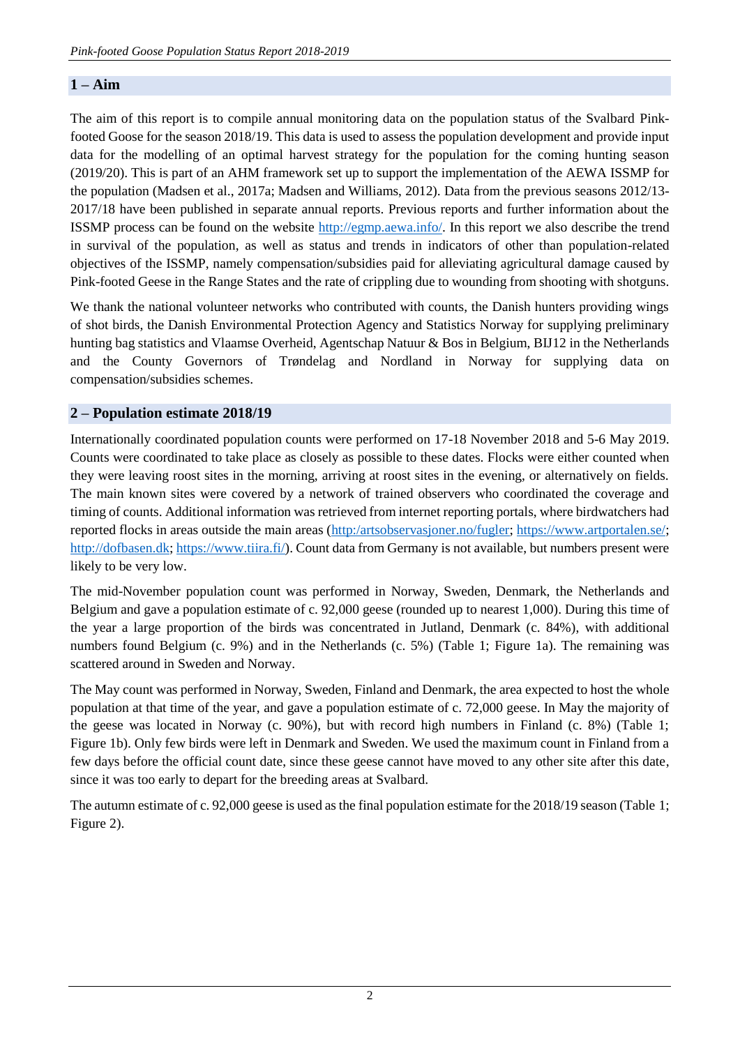## 1 – Aim

The aim of this report is to compile annual monitoring data on the population status of the Svalbard Pink-footed Goose for the season 2018/19. This data is used to assess the population development and provide input data for the modelling of an optimal harvest strategy for the population for the coming hunting season (2019/20). This is part of an AHM framework set up to support the implementation of the AEWA ISSMP for the population (Madsen et al., 2017a; Madsen and Williams, 2012). Data from the previous seasons 2012/13-2017/18 have been published in separate annual reports. Previous reports and further information about the ISSMP process can be found on the website http://egmp.aewa.info/. In this report we also describe the trend in survival of the population, as well as status and trends in indicators of other than population-related objectives of the ISSMP, namely compensation/subsidies paid for alleviating agricultural damage caused by Pink-footed Geese in the Range States and the rate of crippling due to wounding from shooting with shotguns.

We thank the national volunteer networks who contributed with counts, the Danish hunters providing wings of shot birds, the Danish Environmental Protection Agency and Statistics Norway for supplying preliminary hunting bag statistics and Vlaamse Overheid, Agentschap Natuur & Bos in Belgium, BIJ12 in the Netherlands and the County Governors of Trøndelag and Nordland in Norway for supplying data on compensation/subsidies schemes.

## 2 – Population estimate 2018/19

Internationally coordinated population counts were performed on 17-18 November 2018 and 5-6 May 2019. Counts were coordinated to take place as closely as possible to these dates. Flocks were either counted when they were leaving roost sites in the morning, arriving at roost sites in the evening, or alternatively on fields. The main known sites were covered by a network of trained observers who coordinated the coverage and timing of counts. Additional information was retrieved from internet reporting portals, where birdwatchers had reported flocks in areas outside the main areas (http:/artsobservasjoner.no/fugler; https://www.artportalen.se/; http://dofbasen.dk; https://www.tiira.fi/). Count data from Germany is not available, but numbers present were likely to be very low.

The mid-November population count was performed in Norway, Sweden, Denmark, the Netherlands and Belgium and gave a population estimate of c. 92,000 geese (rounded up to nearest 1,000). During this time of the year a large proportion of the birds was concentrated in Jutland, Denmark (c. 84%), with additional numbers found Belgium (c. 9%) and in the Netherlands (c. 5%) (Table 1; Figure 1a). The remaining was scattered around in Sweden and Norway.

The May count was performed in Norway, Sweden, Finland and Denmark, the area expected to host the whole population at that time of the year, and gave a population estimate of c. 72,000 geese. In May the majority of the geese was located in Norway (c. 90%), but with record high numbers in Finland (c. 8%) (Table 1; Figure 1b). Only few birds were left in Denmark and Sweden. We used the maximum count in Finland from a few days before the official count date, since these geese cannot have moved to any other site after this date, since it was too early to depart for the breeding areas at Svalbard.

The autumn estimate of c. 92,000 geese is used as the final population estimate for the 2018/19 season (Table 1; Figure 2).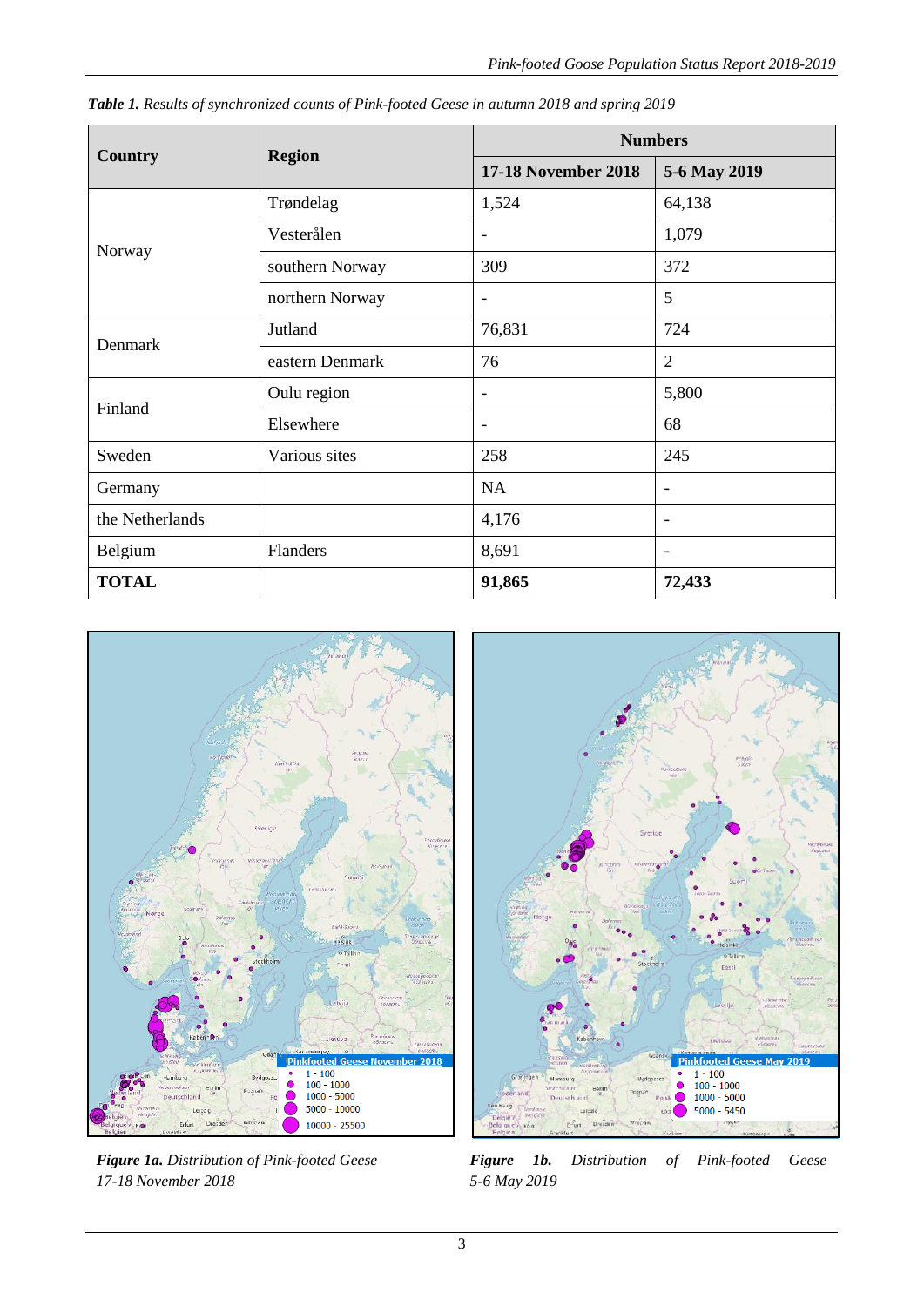*Table 1. Results of synchronized counts of Pink-footed Geese in autumn 2018 and spring 2019*

| Country | Region | Numbers | |
|---|---|---|---|
| | | **17-18 November 2018** | **5-6 May 2019** |
| Norway | Trøndelag | 1,524 | 64,138 |
| | Vesterålen | - | 1,079 |
| | southern Norway | 309 | 372 |
| | northern Norway | - | 5 |
| Denmark | Jutland | 76,831 | 724 |
| | eastern Denmark | 76 | 2 |
| Finland | Oulu region | - | 5,800 |
| | Elsewhere | - | 68 |
| Sweden | Various sites | 258 | 245 |
| Germany | | NA | - |
| the Netherlands | | 4,176 | - |
| Belgium | Flanders | 8,691 | - |
| **TOTAL** | | **91,865** | **72,433** |

***Figure 1a.*** *Distribution of Pink-footed Geese 17-18 November 2018*

***Figure 1b.*** *Distribution of Pink-footed Geese 5-6 May 2019*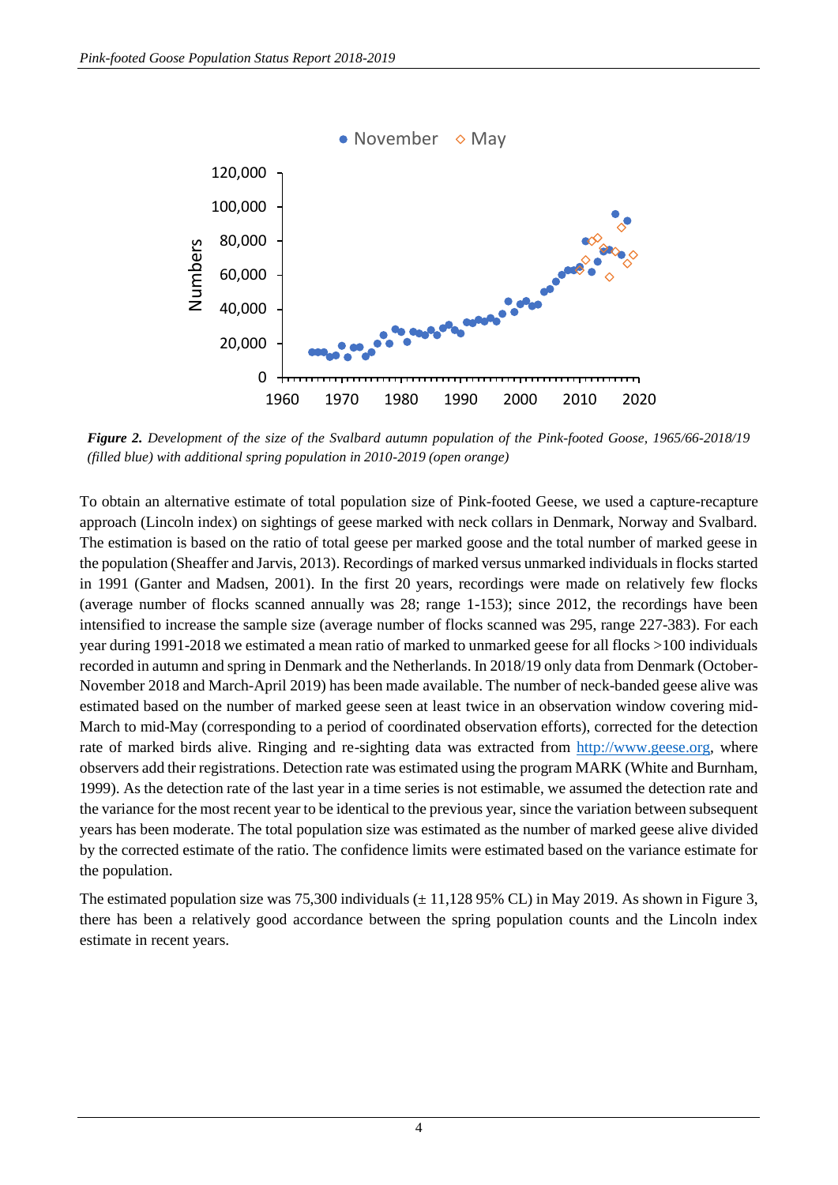*Figure 2. Development of the size of the Svalbard autumn population of the Pink-footed Goose, 1965/66-2018/19 (filled blue) with additional spring population in 2010-2019 (open orange)*

To obtain an alternative estimate of total population size of Pink-footed Geese, we used a capture-recapture approach (Lincoln index) on sightings of geese marked with neck collars in Denmark, Norway and Svalbard. The estimation is based on the ratio of total geese per marked goose and the total number of marked geese in the population (Sheaffer and Jarvis, 2013). Recordings of marked versus unmarked individuals in flocks started in 1991 (Ganter and Madsen, 2001). In the first 20 years, recordings were made on relatively few flocks (average number of flocks scanned annually was 28; range 1-153); since 2012, the recordings have been intensified to increase the sample size (average number of flocks scanned was 295, range 227-383). For each year during 1991-2018 we estimated a mean ratio of marked to unmarked geese for all flocks >100 individuals recorded in autumn and spring in Denmark and the Netherlands. In 2018/19 only data from Denmark (October-November 2018 and March-April 2019) has been made available. The number of neck-banded geese alive was estimated based on the number of marked geese seen at least twice in an observation window covering mid-March to mid-May (corresponding to a period of coordinated observation efforts), corrected for the detection rate of marked birds alive. Ringing and re-sighting data was extracted from http://www.geese.org, where observers add their registrations. Detection rate was estimated using the program MARK (White and Burnham, 1999). As the detection rate of the last year in a time series is not estimable, we assumed the detection rate and the variance for the most recent year to be identical to the previous year, since the variation between subsequent years has been moderate. The total population size was estimated as the number of marked geese alive divided by the corrected estimate of the ratio. The confidence limits were estimated based on the variance estimate for the population.

The estimated population size was 75,300 individuals (± 11,128 95% CL) in May 2019. As shown in Figure 3, there has been a relatively good accordance between the spring population counts and the Lincoln index estimate in recent years.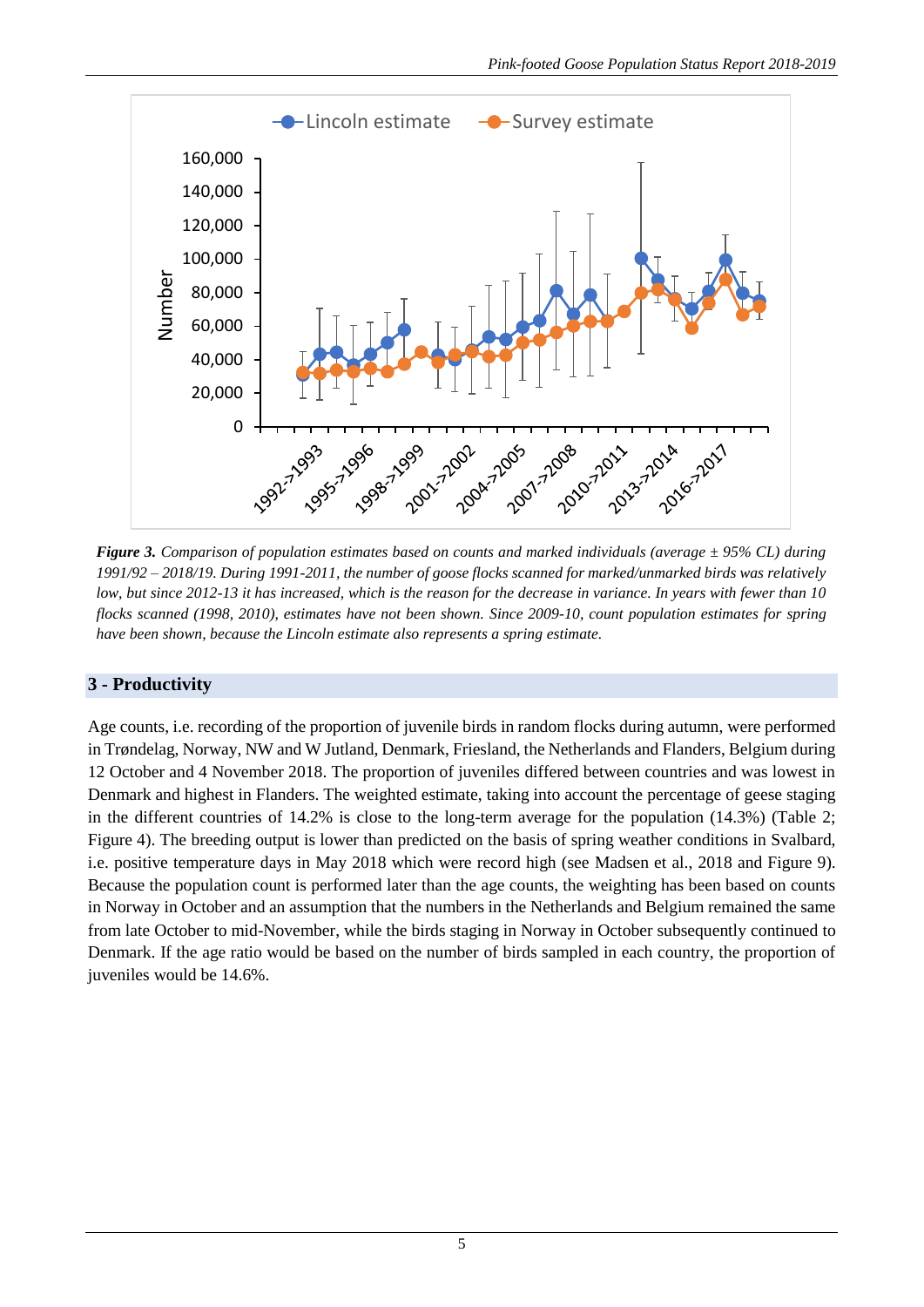*Figure 3. Comparison of population estimates based on counts and marked individuals (average ± 95% CL) during 1991/92 – 2018/19. During 1991-2011, the number of goose flocks scanned for marked/unmarked birds was relatively low, but since 2012-13 it has increased, which is the reason for the decrease in variance. In years with fewer than 10 flocks scanned (1998, 2010), estimates have not been shown. Since 2009-10, count population estimates for spring have been shown, because the Lincoln estimate also represents a spring estimate.*

## 3 - Productivity

Age counts, i.e. recording of the proportion of juvenile birds in random flocks during autumn, were performed in Trøndelag, Norway, NW and W Jutland, Denmark, Friesland, the Netherlands and Flanders, Belgium during 12 October and 4 November 2018. The proportion of juveniles differed between countries and was lowest in Denmark and highest in Flanders. The weighted estimate, taking into account the percentage of geese staging in the different countries of 14.2% is close to the long-term average for the population (14.3%) (Table 2; Figure 4). The breeding output is lower than predicted on the basis of spring weather conditions in Svalbard, i.e. positive temperature days in May 2018 which were record high (see Madsen et al., 2018 and Figure 9). Because the population count is performed later than the age counts, the weighting has been based on counts in Norway in October and an assumption that the numbers in the Netherlands and Belgium remained the same from late October to mid-November, while the birds staging in Norway in October subsequently continued to Denmark. If the age ratio would be based on the number of birds sampled in each country, the proportion of juveniles would be 14.6%.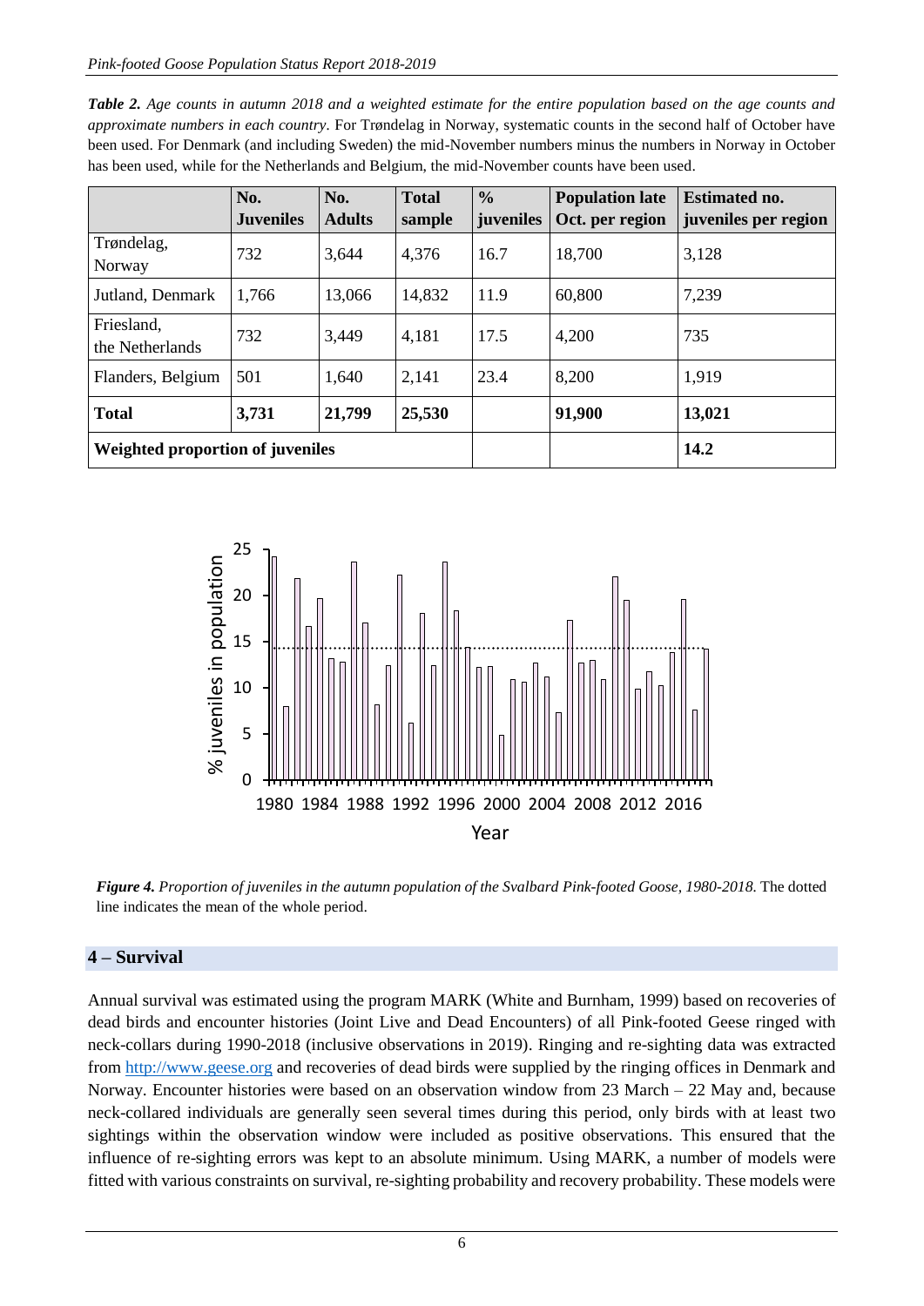***Table 2.*** *Age counts in autumn 2018 and a weighted estimate for the entire population based on the age counts and approximate numbers in each country.* For Trøndelag in Norway, systematic counts in the second half of October have been used. For Denmark (and including Sweden) the mid-November numbers minus the numbers in Norway in October has been used, while for the Netherlands and Belgium, the mid-November counts have been used.

| | No. Juveniles | No. Adults | Total sample | % juveniles | Population late Oct. per region | Estimated no. juveniles per region |
|---|---|---|---|---|---|---|
| Trøndelag, Norway | 732 | 3,644 | 4,376 | 16.7 | 18,700 | 3,128 |
| Jutland, Denmark | 1,766 | 13,066 | 14,832 | 11.9 | 60,800 | 7,239 |
| Friesland, the Netherlands | 732 | 3,449 | 4,181 | 17.5 | 4,200 | 735 |
| Flanders, Belgium | 501 | 1,640 | 2,141 | 23.4 | 8,200 | 1,919 |
| **Total** | **3,731** | **21,799** | **25,530** | | **91,900** | **13,021** |
| **Weighted proportion of juveniles** | | | | | | **14.2** |

***Figure 4.*** *Proportion of juveniles in the autumn population of the Svalbard Pink-footed Goose, 1980-2018.* The dotted line indicates the mean of the whole period.

## 4 – Survival

Annual survival was estimated using the program MARK (White and Burnham, 1999) based on recoveries of dead birds and encounter histories (Joint Live and Dead Encounters) of all Pink-footed Geese ringed with neck-collars during 1990-2018 (inclusive observations in 2019). Ringing and re-sighting data was extracted from http://www.geese.org and recoveries of dead birds were supplied by the ringing offices in Denmark and Norway. Encounter histories were based on an observation window from 23 March – 22 May and, because neck-collared individuals are generally seen several times during this period, only birds with at least two sightings within the observation window were included as positive observations. This ensured that the influence of re-sighting errors was kept to an absolute minimum. Using MARK, a number of models were fitted with various constraints on survival, re-sighting probability and recovery probability. These models were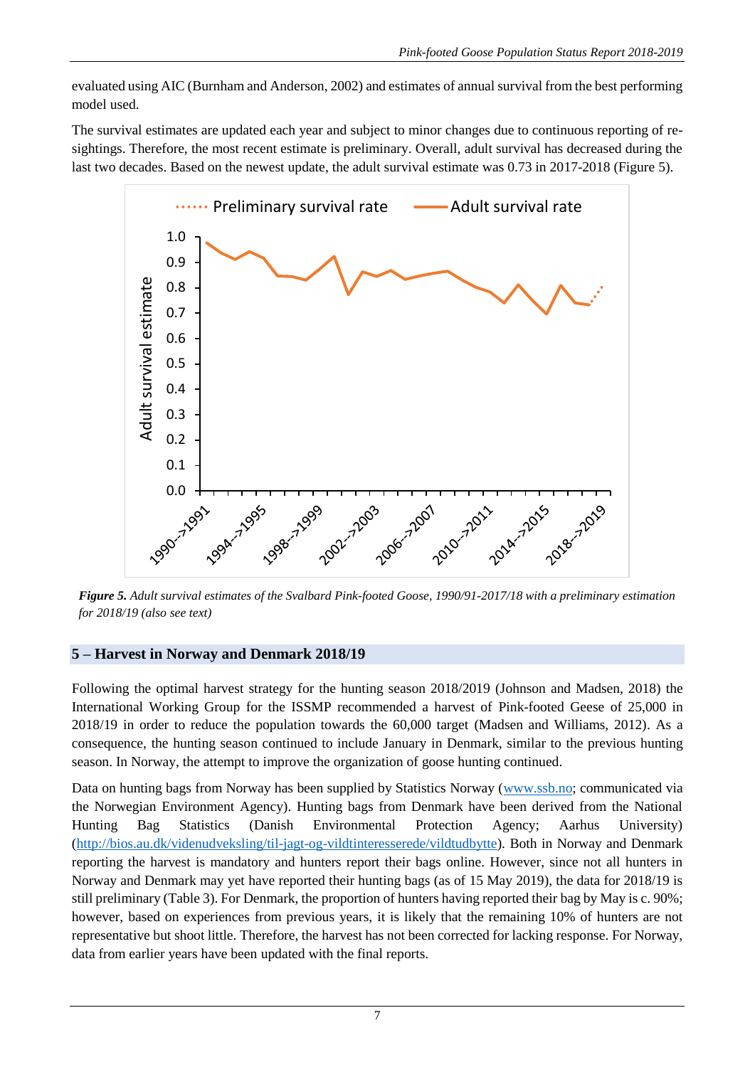evaluated using AIC (Burnham and Anderson, 2002) and estimates of annual survival from the best performing model used.

The survival estimates are updated each year and subject to minor changes due to continuous reporting of re-sightings. Therefore, the most recent estimate is preliminary. Overall, adult survival has decreased during the last two decades. Based on the newest update, the adult survival estimate was 0.73 in 2017-2018 (Figure 5).

***Figure 5.*** *Adult survival estimates of the Svalbard Pink-footed Goose, 1990/91-2017/18 with a preliminary estimation for 2018/19 (also see text)*

## 5 – Harvest in Norway and Denmark 2018/19

Following the optimal harvest strategy for the hunting season 2018/2019 (Johnson and Madsen, 2018) the International Working Group for the ISSMP recommended a harvest of Pink-footed Geese of 25,000 in 2018/19 in order to reduce the population towards the 60,000 target (Madsen and Williams, 2012). As a consequence, the hunting season continued to include January in Denmark, similar to the previous hunting season. In Norway, the attempt to improve the organization of goose hunting continued.

Data on hunting bags from Norway has been supplied by Statistics Norway (www.ssb.no; communicated via the Norwegian Environment Agency). Hunting bags from Denmark have been derived from the National Hunting Bag Statistics (Danish Environmental Protection Agency; Aarhus University) (http://bios.au.dk/videnudveksling/til-jagt-og-vildtinteresserede/vildtudbytte). Both in Norway and Denmark reporting the harvest is mandatory and hunters report their bags online. However, since not all hunters in Norway and Denmark may yet have reported their hunting bags (as of 15 May 2019), the data for 2018/19 is still preliminary (Table 3). For Denmark, the proportion of hunters having reported their bag by May is c. 90%; however, based on experiences from previous years, it is likely that the remaining 10% of hunters are not representative but shoot little. Therefore, the harvest has not been corrected for lacking response. For Norway, data from earlier years have been updated with the final reports.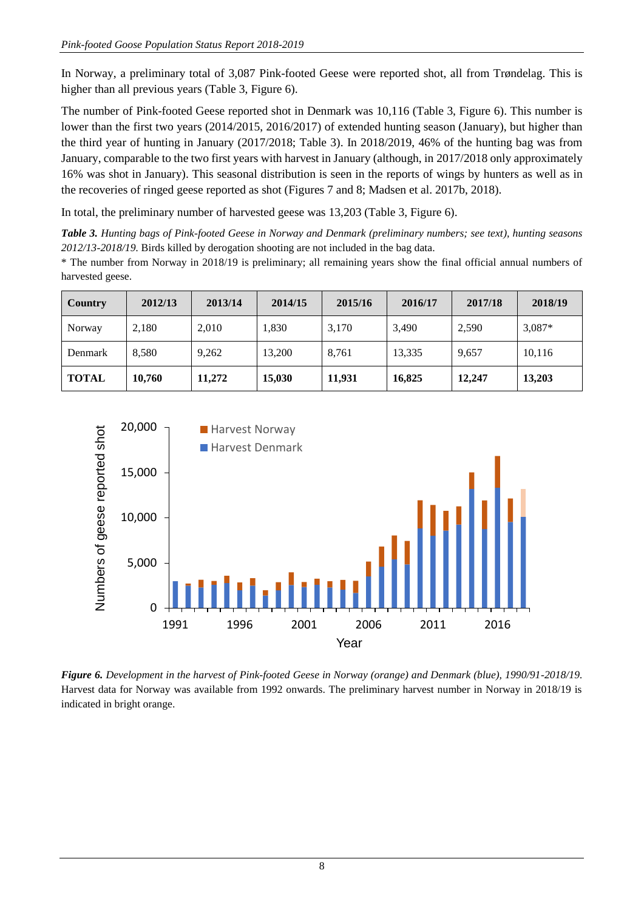In Norway, a preliminary total of 3,087 Pink-footed Geese were reported shot, all from Trøndelag. This is higher than all previous years (Table 3, Figure 6).

The number of Pink-footed Geese reported shot in Denmark was 10,116 (Table 3, Figure 6). This number is lower than the first two years (2014/2015, 2016/2017) of extended hunting season (January), but higher than the third year of hunting in January (2017/2018; Table 3). In 2018/2019, 46% of the hunting bag was from January, comparable to the two first years with harvest in January (although, in 2017/2018 only approximately 16% was shot in January). This seasonal distribution is seen in the reports of wings by hunters as well as in the recoveries of ringed geese reported as shot (Figures 7 and 8; Madsen et al. 2017b, 2018).

In total, the preliminary number of harvested geese was 13,203 (Table 3, Figure 6).

***Table 3.*** *Hunting bags of Pink-footed Geese in Norway and Denmark (preliminary numbers; see text), hunting seasons 2012/13-2018/19.* Birds killed by derogation shooting are not included in the bag data.
* The number from Norway in 2018/19 is preliminary; all remaining years show the final official annual numbers of harvested geese.

| Country | 2012/13 | 2013/14 | 2014/15 | 2015/16 | 2016/17 | 2017/18 | 2018/19 |
|---|---|---|---|---|---|---|---|
| Norway | 2,180 | 2,010 | 1,830 | 3,170 | 3,490 | 2,590 | 3,087* |
| Denmark | 8,580 | 9,262 | 13,200 | 8,761 | 13,335 | 9,657 | 10,116 |
| **TOTAL** | **10,760** | **11,272** | **15,030** | **11,931** | **16,825** | **12,247** | **13,203** |

***Figure 6.*** *Development in the harvest of Pink-footed Geese in Norway (orange) and Denmark (blue), 1990/91-2018/19.* Harvest data for Norway was available from 1992 onwards. The preliminary harvest number in Norway in 2018/19 is indicated in bright orange.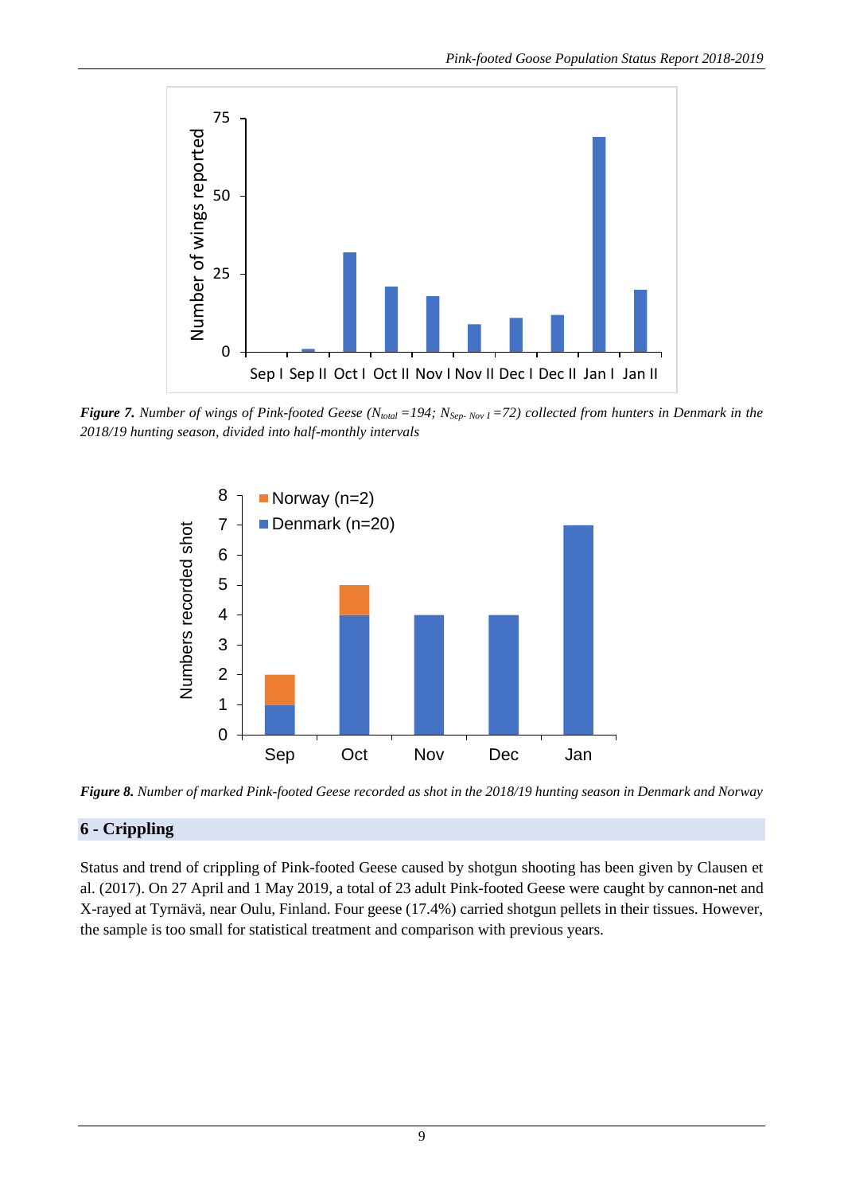***Figure 7.*** *Number of wings of Pink-footed Geese ($N_{total}$ =194; $N_{Sep- Nov\ I}$ =72) collected from hunters in Denmark in the 2018/19 hunting season, divided into half-monthly intervals*

***Figure 8.*** *Number of marked Pink-footed Geese recorded as shot in the 2018/19 hunting season in Denmark and Norway*

## 6 - Crippling

Status and trend of crippling of Pink-footed Geese caused by shotgun shooting has been given by Clausen et al. (2017). On 27 April and 1 May 2019, a total of 23 adult Pink-footed Geese were caught by cannon-net and X-rayed at Tyrnävä, near Oulu, Finland. Four geese (17.4%) carried shotgun pellets in their tissues. However, the sample is too small for statistical treatment and comparison with previous years.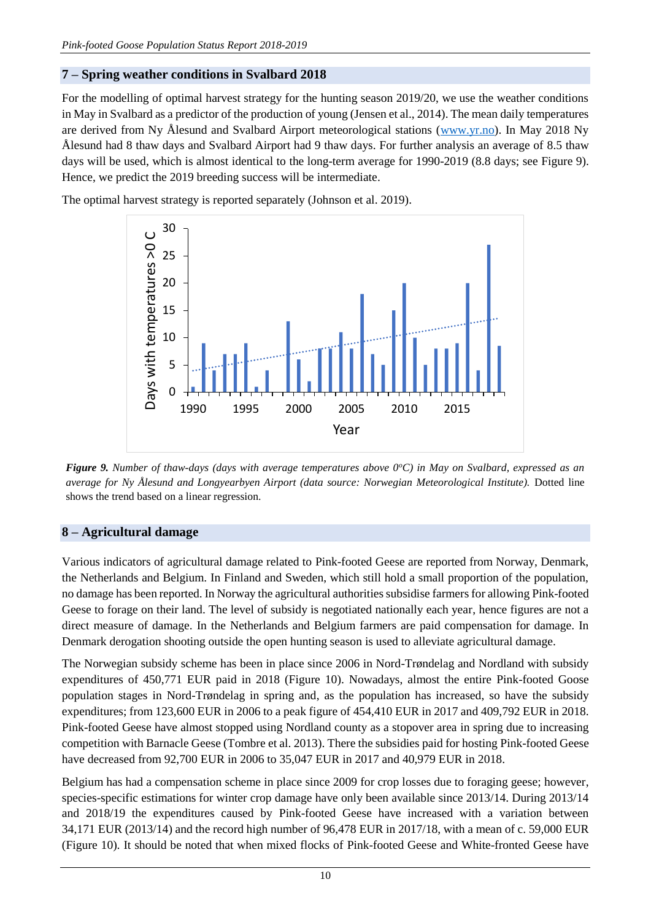## 7 – Spring weather conditions in Svalbard 2018

For the modelling of optimal harvest strategy for the hunting season 2019/20, we use the weather conditions in May in Svalbard as a predictor of the production of young (Jensen et al., 2014). The mean daily temperatures are derived from Ny Ålesund and Svalbard Airport meteorological stations (www.yr.no). In May 2018 Ny Ålesund had 8 thaw days and Svalbard Airport had 9 thaw days. For further analysis an average of 8.5 thaw days will be used, which is almost identical to the long-term average for 1990-2019 (8.8 days; see Figure 9). Hence, we predict the 2019 breeding success will be intermediate.

The optimal harvest strategy is reported separately (Johnson et al. 2019).

***Figure 9.*** *Number of thaw-days (days with average temperatures above 0°C) in May on Svalbard, expressed as an average for Ny Ålesund and Longyearbyen Airport (data source: Norwegian Meteorological Institute).* Dotted line shows the trend based on a linear regression.

## 8 – Agricultural damage

Various indicators of agricultural damage related to Pink-footed Geese are reported from Norway, Denmark, the Netherlands and Belgium. In Finland and Sweden, which still hold a small proportion of the population, no damage has been reported. In Norway the agricultural authorities subsidise farmers for allowing Pink-footed Geese to forage on their land. The level of subsidy is negotiated nationally each year, hence figures are not a direct measure of damage. In the Netherlands and Belgium farmers are paid compensation for damage. In Denmark derogation shooting outside the open hunting season is used to alleviate agricultural damage.

The Norwegian subsidy scheme has been in place since 2006 in Nord-Trøndelag and Nordland with subsidy expenditures of 450,771 EUR paid in 2018 (Figure 10). Nowadays, almost the entire Pink-footed Goose population stages in Nord-Trøndelag in spring and, as the population has increased, so have the subsidy expenditures; from 123,600 EUR in 2006 to a peak figure of 454,410 EUR in 2017 and 409,792 EUR in 2018. Pink-footed Geese have almost stopped using Nordland county as a stopover area in spring due to increasing competition with Barnacle Geese (Tombre et al. 2013). There the subsidies paid for hosting Pink-footed Geese have decreased from 92,700 EUR in 2006 to 35,047 EUR in 2017 and 40,979 EUR in 2018.

Belgium has had a compensation scheme in place since 2009 for crop losses due to foraging geese; however, species-specific estimations for winter crop damage have only been available since 2013/14. During 2013/14 and 2018/19 the expenditures caused by Pink-footed Geese have increased with a variation between 34,171 EUR (2013/14) and the record high number of 96,478 EUR in 2017/18, with a mean of c. 59,000 EUR (Figure 10). It should be noted that when mixed flocks of Pink-footed Geese and White-fronted Geese have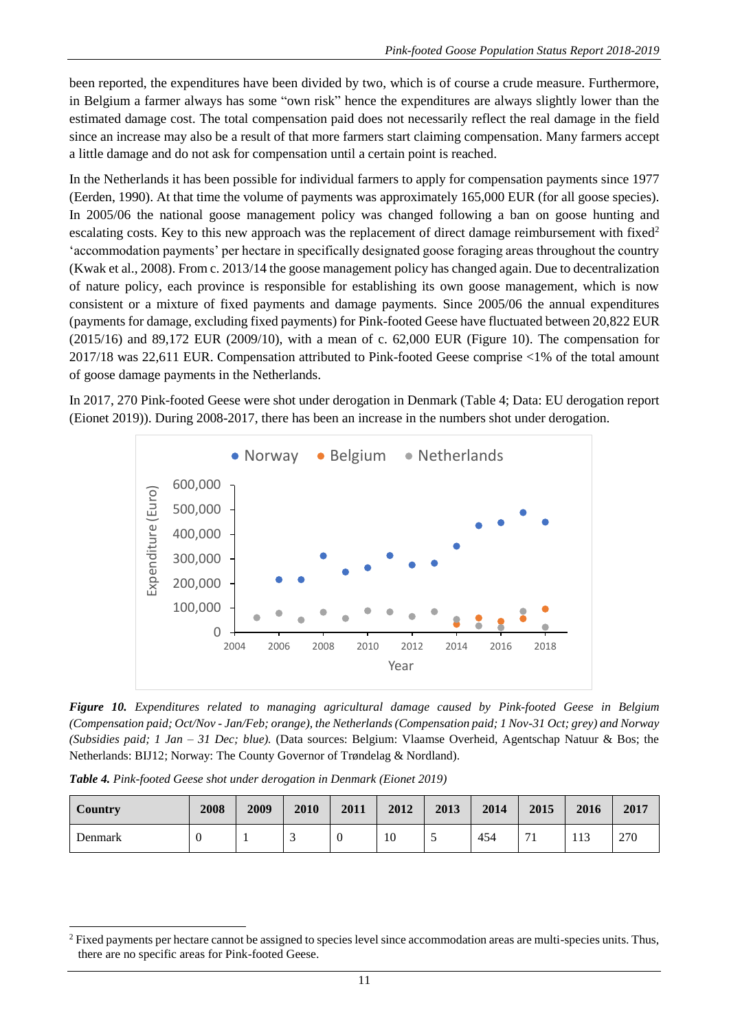been reported, the expenditures have been divided by two, which is of course a crude measure. Furthermore, in Belgium a farmer always has some "own risk" hence the expenditures are always slightly lower than the estimated damage cost. The total compensation paid does not necessarily reflect the real damage in the field since an increase may also be a result of that more farmers start claiming compensation. Many farmers accept a little damage and do not ask for compensation until a certain point is reached.

In the Netherlands it has been possible for individual farmers to apply for compensation payments since 1977 (Eerden, 1990). At that time the volume of payments was approximately 165,000 EUR (for all goose species). In 2005/06 the national goose management policy was changed following a ban on goose hunting and escalating costs. Key to this new approach was the replacement of direct damage reimbursement with fixed[2] 'accommodation payments' per hectare in specifically designated goose foraging areas throughout the country (Kwak et al., 2008). From c. 2013/14 the goose management policy has changed again. Due to decentralization of nature policy, each province is responsible for establishing its own goose management, which is now consistent or a mixture of fixed payments and damage payments. Since 2005/06 the annual expenditures (payments for damage, excluding fixed payments) for Pink-footed Geese have fluctuated between 20,822 EUR (2015/16) and 89,172 EUR (2009/10), with a mean of c. 62,000 EUR (Figure 10). The compensation for 2017/18 was 22,611 EUR. Compensation attributed to Pink-footed Geese comprise <1% of the total amount of goose damage payments in the Netherlands.

In 2017, 270 Pink-footed Geese were shot under derogation in Denmark (Table 4; Data: EU derogation report (Eionet 2019)). During 2008-2017, there has been an increase in the numbers shot under derogation.

***Figure 10.*** *Expenditures related to managing agricultural damage caused by Pink-footed Geese in Belgium (Compensation paid; Oct/Nov - Jan/Feb; orange), the Netherlands (Compensation paid; 1 Nov-31 Oct; grey) and Norway (Subsidies paid; 1 Jan – 31 Dec; blue).* (Data sources: Belgium: Vlaamse Overheid, Agentschap Natuur & Bos; the Netherlands: BIJ12; Norway: The County Governor of Trøndelag & Nordland).

***Table 4.*** *Pink-footed Geese shot under derogation in Denmark (Eionet 2019)*

| Country | 2008 | 2009 | 2010 | 2011 | 2012 | 2013 | 2014 | 2015 | 2016 | 2017 |
|---|---|---|---|---|---|---|---|---|---|---|
| Denmark | 0 | 1 | 3 | 0 | 10 | 5 | 454 | 71 | 113 | 270 |

[2] Fixed payments per hectare cannot be assigned to species level since accommodation areas are multi-species units. Thus, there are no specific areas for Pink-footed Geese.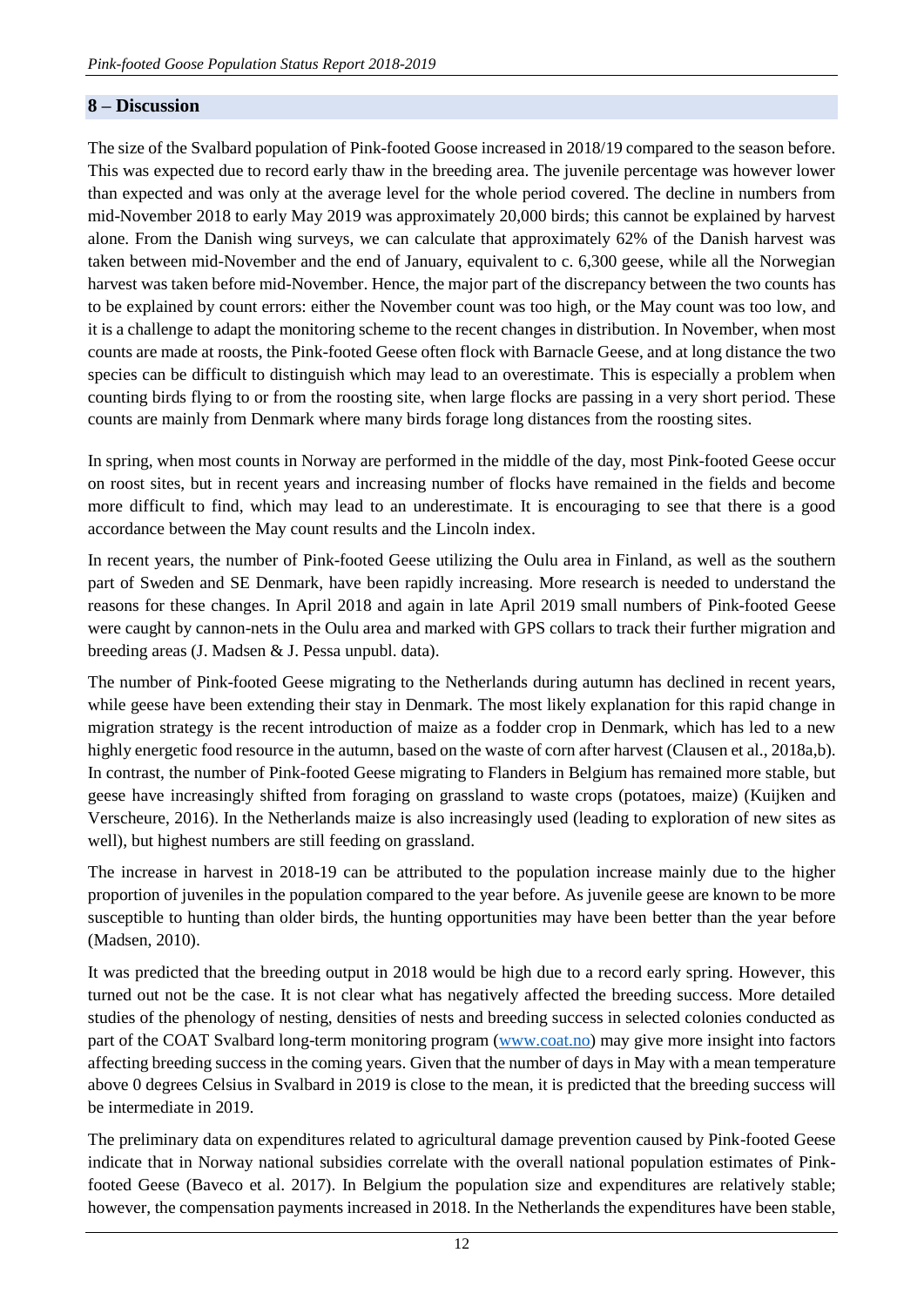## 8 – Discussion

The size of the Svalbard population of Pink-footed Goose increased in 2018/19 compared to the season before. This was expected due to record early thaw in the breeding area. The juvenile percentage was however lower than expected and was only at the average level for the whole period covered. The decline in numbers from mid-November 2018 to early May 2019 was approximately 20,000 birds; this cannot be explained by harvest alone. From the Danish wing surveys, we can calculate that approximately 62% of the Danish harvest was taken between mid-November and the end of January, equivalent to c. 6,300 geese, while all the Norwegian harvest was taken before mid-November. Hence, the major part of the discrepancy between the two counts has to be explained by count errors: either the November count was too high, or the May count was too low, and it is a challenge to adapt the monitoring scheme to the recent changes in distribution. In November, when most counts are made at roosts, the Pink-footed Geese often flock with Barnacle Geese, and at long distance the two species can be difficult to distinguish which may lead to an overestimate. This is especially a problem when counting birds flying to or from the roosting site, when large flocks are passing in a very short period. These counts are mainly from Denmark where many birds forage long distances from the roosting sites.

In spring, when most counts in Norway are performed in the middle of the day, most Pink-footed Geese occur on roost sites, but in recent years and increasing number of flocks have remained in the fields and become more difficult to find, which may lead to an underestimate. It is encouraging to see that there is a good accordance between the May count results and the Lincoln index.

In recent years, the number of Pink-footed Geese utilizing the Oulu area in Finland, as well as the southern part of Sweden and SE Denmark, have been rapidly increasing. More research is needed to understand the reasons for these changes. In April 2018 and again in late April 2019 small numbers of Pink-footed Geese were caught by cannon-nets in the Oulu area and marked with GPS collars to track their further migration and breeding areas (J. Madsen & J. Pessa unpubl. data).

The number of Pink-footed Geese migrating to the Netherlands during autumn has declined in recent years, while geese have been extending their stay in Denmark. The most likely explanation for this rapid change in migration strategy is the recent introduction of maize as a fodder crop in Denmark, which has led to a new highly energetic food resource in the autumn, based on the waste of corn after harvest (Clausen et al., 2018a,b). In contrast, the number of Pink-footed Geese migrating to Flanders in Belgium has remained more stable, but geese have increasingly shifted from foraging on grassland to waste crops (potatoes, maize) (Kuijken and Verscheure, 2016). In the Netherlands maize is also increasingly used (leading to exploration of new sites as well), but highest numbers are still feeding on grassland.

The increase in harvest in 2018-19 can be attributed to the population increase mainly due to the higher proportion of juveniles in the population compared to the year before. As juvenile geese are known to be more susceptible to hunting than older birds, the hunting opportunities may have been better than the year before (Madsen, 2010).

It was predicted that the breeding output in 2018 would be high due to a record early spring. However, this turned out not be the case. It is not clear what has negatively affected the breeding success. More detailed studies of the phenology of nesting, densities of nests and breeding success in selected colonies conducted as part of the COAT Svalbard long-term monitoring program (www.coat.no) may give more insight into factors affecting breeding success in the coming years. Given that the number of days in May with a mean temperature above 0 degrees Celsius in Svalbard in 2019 is close to the mean, it is predicted that the breeding success will be intermediate in 2019.

The preliminary data on expenditures related to agricultural damage prevention caused by Pink-footed Geese indicate that in Norway national subsidies correlate with the overall national population estimates of Pink-footed Geese (Baveco et al. 2017). In Belgium the population size and expenditures are relatively stable; however, the compensation payments increased in 2018. In the Netherlands the expenditures have been stable,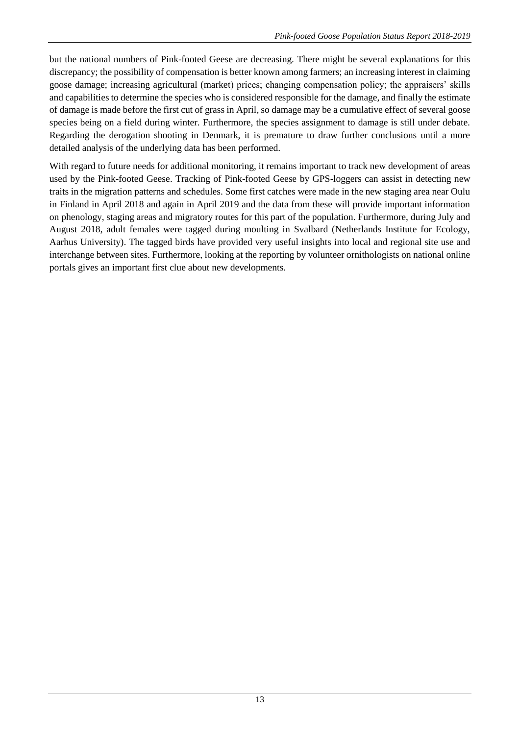but the national numbers of Pink-footed Geese are decreasing. There might be several explanations for this discrepancy; the possibility of compensation is better known among farmers; an increasing interest in claiming goose damage; increasing agricultural (market) prices; changing compensation policy; the appraisers' skills and capabilities to determine the species who is considered responsible for the damage, and finally the estimate of damage is made before the first cut of grass in April, so damage may be a cumulative effect of several goose species being on a field during winter. Furthermore, the species assignment to damage is still under debate. Regarding the derogation shooting in Denmark, it is premature to draw further conclusions until a more detailed analysis of the underlying data has been performed.

With regard to future needs for additional monitoring, it remains important to track new development of areas used by the Pink-footed Geese. Tracking of Pink-footed Geese by GPS-loggers can assist in detecting new traits in the migration patterns and schedules. Some first catches were made in the new staging area near Oulu in Finland in April 2018 and again in April 2019 and the data from these will provide important information on phenology, staging areas and migratory routes for this part of the population. Furthermore, during July and August 2018, adult females were tagged during moulting in Svalbard (Netherlands Institute for Ecology, Aarhus University). The tagged birds have provided very useful insights into local and regional site use and interchange between sites. Furthermore, looking at the reporting by volunteer ornithologists on national online portals gives an important first clue about new developments.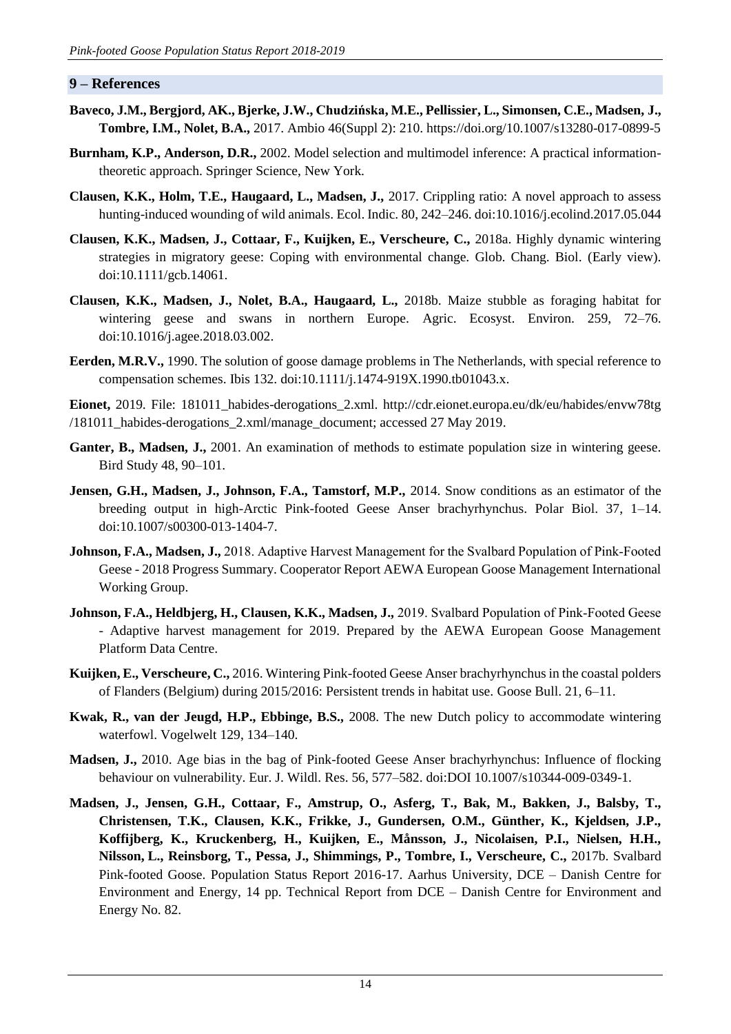## 9 – References

**Baveco, J.M., Bergjord, AK., Bjerke, J.W., Chudzińska, M.E., Pellissier, L., Simonsen, C.E., Madsen, J., Tombre, I.M., Nolet, B.A.,** 2017. Ambio 46(Suppl 2): 210. https://doi.org/10.1007/s13280-017-0899-5

**Burnham, K.P., Anderson, D.R.,** 2002. Model selection and multimodel inference: A practical information-theoretic approach. Springer Science, New York.

**Clausen, K.K., Holm, T.E., Haugaard, L., Madsen, J.,** 2017. Crippling ratio: A novel approach to assess hunting-induced wounding of wild animals. Ecol. Indic. 80, 242–246. doi:10.1016/j.ecolind.2017.05.044

**Clausen, K.K., Madsen, J., Cottaar, F., Kuijken, E., Verscheure, C.,** 2018a. Highly dynamic wintering strategies in migratory geese: Coping with environmental change. Glob. Chang. Biol. (Early view). doi:10.1111/gcb.14061.

**Clausen, K.K., Madsen, J., Nolet, B.A., Haugaard, L.,** 2018b. Maize stubble as foraging habitat for wintering geese and swans in northern Europe. Agric. Ecosyst. Environ. 259, 72–76. doi:10.1016/j.agee.2018.03.002.

**Eerden, M.R.V.,** 1990. The solution of goose damage problems in The Netherlands, with special reference to compensation schemes. Ibis 132. doi:10.1111/j.1474-919X.1990.tb01043.x.

**Eionet,** 2019. File: 181011_habides-derogations_2.xml. http://cdr.eionet.europa.eu/dk/eu/habides/envw78tg /181011_habides-derogations_2.xml/manage_document; accessed 27 May 2019.

**Ganter, B., Madsen, J.,** 2001. An examination of methods to estimate population size in wintering geese. Bird Study 48, 90–101.

**Jensen, G.H., Madsen, J., Johnson, F.A., Tamstorf, M.P.,** 2014. Snow conditions as an estimator of the breeding output in high-Arctic Pink-footed Geese Anser brachyrhynchus. Polar Biol. 37, 1–14. doi:10.1007/s00300-013-1404-7.

**Johnson, F.A., Madsen, J.,** 2018. Adaptive Harvest Management for the Svalbard Population of Pink-Footed Geese - 2018 Progress Summary. Cooperator Report AEWA European Goose Management International Working Group.

**Johnson, F.A., Heldbjerg, H., Clausen, K.K., Madsen, J.,** 2019. Svalbard Population of Pink-Footed Geese - Adaptive harvest management for 2019. Prepared by the AEWA European Goose Management Platform Data Centre.

**Kuijken, E., Verscheure, C.,** 2016. Wintering Pink-footed Geese Anser brachyrhynchus in the coastal polders of Flanders (Belgium) during 2015/2016: Persistent trends in habitat use. Goose Bull. 21, 6–11.

**Kwak, R., van der Jeugd, H.P., Ebbinge, B.S.,** 2008. The new Dutch policy to accommodate wintering waterfowl. Vogelwelt 129, 134–140.

**Madsen, J.,** 2010. Age bias in the bag of Pink-footed Geese Anser brachyrhynchus: Influence of flocking behaviour on vulnerability. Eur. J. Wildl. Res. 56, 577–582. doi:DOI 10.1007/s10344-009-0349-1.

**Madsen, J., Jensen, G.H., Cottaar, F., Amstrup, O., Asferg, T., Bak, M., Bakken, J., Balsby, T., Christensen, T.K., Clausen, K.K., Frikke, J., Gundersen, O.M., Günther, K., Kjeldsen, J.P., Koffijberg, K., Kruckenberg, H., Kuijken, E., Månsson, J., Nicolaisen, P.I., Nielsen, H.H., Nilsson, L., Reinsborg, T., Pessa, J., Shimmings, P., Tombre, I., Verscheure, C.,** 2017b. Svalbard Pink-footed Goose. Population Status Report 2016-17. Aarhus University, DCE – Danish Centre for Environment and Energy, 14 pp. Technical Report from DCE – Danish Centre for Environment and Energy No. 82.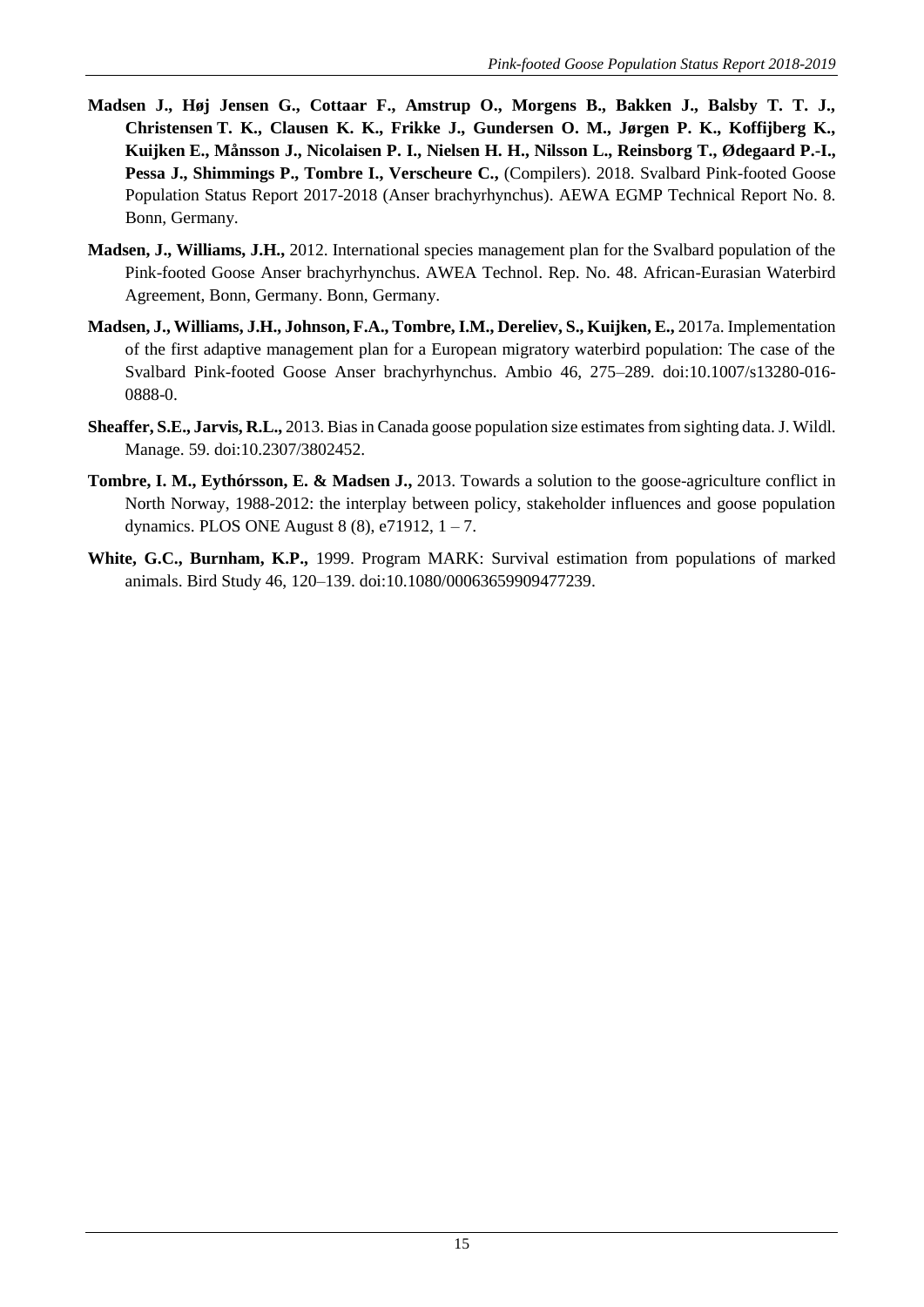**Madsen J., Høj Jensen G., Cottaar F., Amstrup O., Morgens B., Bakken J., Balsby T. T. J., Christensen T. K., Clausen K. K., Frikke J., Gundersen O. M., Jørgen P. K., Koffijberg K., Kuijken E., Månsson J., Nicolaisen P. I., Nielsen H. H., Nilsson L., Reinsborg T., Ødegaard P.-I., Pessa J., Shimmings P., Tombre I., Verscheure C.,** (Compilers). 2018. Svalbard Pink-footed Goose Population Status Report 2017-2018 (Anser brachyrhynchus). AEWA EGMP Technical Report No. 8. Bonn, Germany.

**Madsen, J., Williams, J.H.,** 2012. International species management plan for the Svalbard population of the Pink-footed Goose Anser brachyrhynchus. AWEA Technol. Rep. No. 48. African-Eurasian Waterbird Agreement, Bonn, Germany. Bonn, Germany.

**Madsen, J., Williams, J.H., Johnson, F.A., Tombre, I.M., Dereliev, S., Kuijken, E.,** 2017a. Implementation of the first adaptive management plan for a European migratory waterbird population: The case of the Svalbard Pink-footed Goose Anser brachyrhynchus. Ambio 46, 275–289. doi:10.1007/s13280-016-0888-0.

**Sheaffer, S.E., Jarvis, R.L.,** 2013. Bias in Canada goose population size estimates from sighting data. J. Wildl. Manage. 59. doi:10.2307/3802452.

**Tombre, I. M., Eythórsson, E. & Madsen J.,** 2013. Towards a solution to the goose-agriculture conflict in North Norway, 1988-2012: the interplay between policy, stakeholder influences and goose population dynamics. PLOS ONE August 8 (8), e71912, 1 – 7.

**White, G.C., Burnham, K.P.,** 1999. Program MARK: Survival estimation from populations of marked animals. Bird Study 46, 120–139. doi:10.1080/00063659909477239.